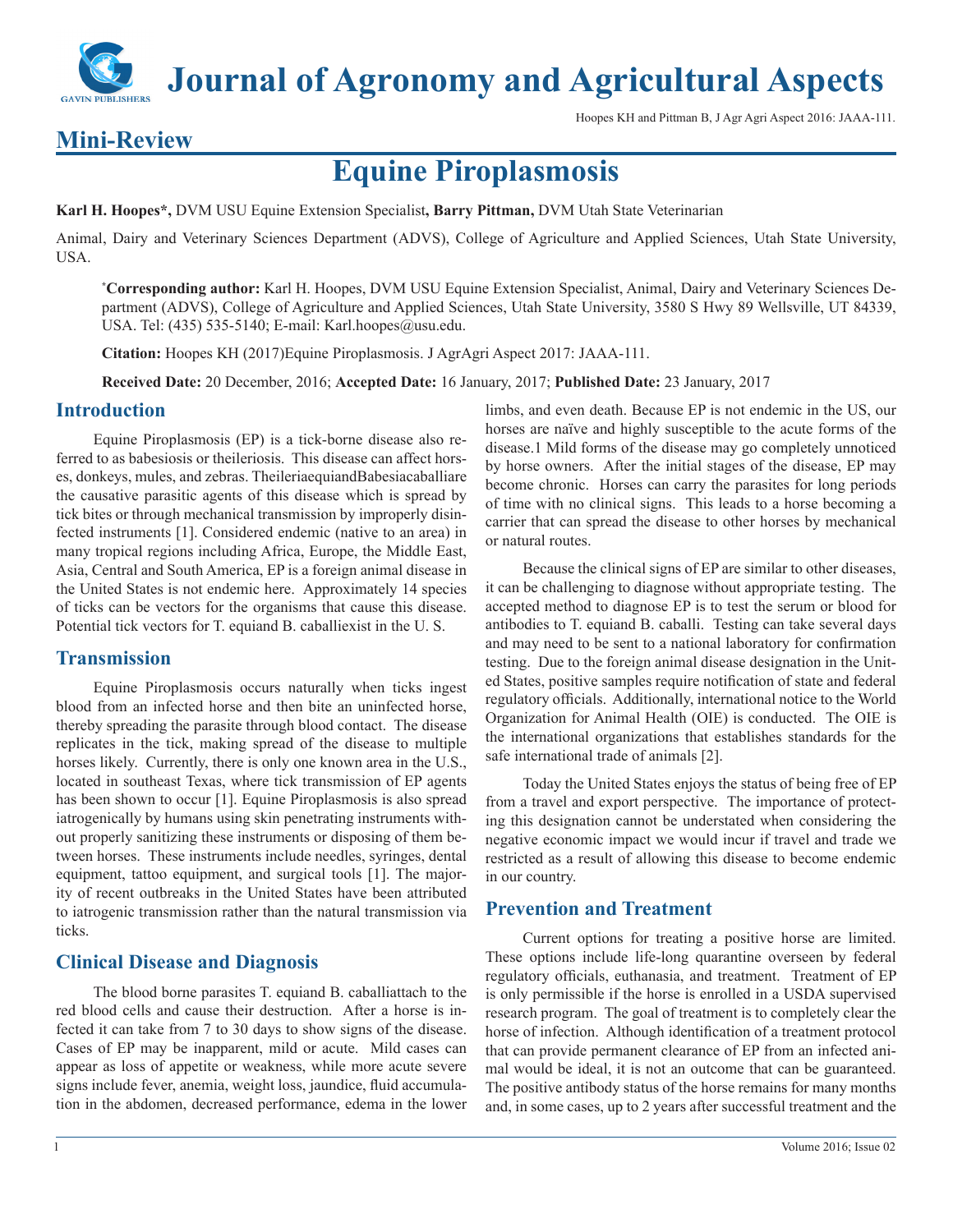# Journal of Agronomy and Agricultural Aspects

## Mini-Review

# Equine Piroplasmosis

**Karl H. Hoopes\*,** DVM USU Equine Extension Specialist**, Barry Pittman,** DVM Utah State Veterinarian

Animal, Dairy and Veterinary Sciences Department (ADVS), College of Agriculture and Applied Sciences, Utah State University, USA.

\***Corresponding author:** Karl H. Hoopes, DVM USU Equine Extension Specialist, Animal, Dairy and Veterinary Sciences Department (ADVS), College of Agriculture and Applied Sciences, Utah State University, 3580 S Hwy 89 Wellsville, UT 84339, USA. Tel: (435) 535-5140; E-mail: Karl.hoopes@usu.edu.

**Citation:** Hoopes KH (2017)Equine Piroplasmosis. J AgrAgri Aspect 2017: JAAA-111.

**Received Date:** 20 December, 2016; **Accepted Date:** 16 January, 2017; **Published Date:** 23 January, 2017

## Introduction

Equine Piroplasmosis (EP) is a tick-borne disease also referred to as babesiosis or theileriosis. This disease can affect horses, donkeys, mules, and zebras. TheileriaequiandBabesiacaballiare the causative parasitic agents of this disease which is spread by tick bites or through mechanical transmission by improperly disinfected instruments [1]. Considered endemic (native to an area) in many tropical regions including Africa, Europe, the Middle East, Asia, Central and South America, EP is a foreign animal disease in the United States is not endemic here. Approximately 14 species of ticks can be vectors for the organisms that cause this disease. Potential tick vectors for T. equiand B. caballiexist in the U. S.

## Transmission

Equine Piroplasmosis occurs naturally when ticks ingest blood from an infected horse and then bite an uninfected horse, thereby spreading the parasite through blood contact. The disease replicates in the tick, making spread of the disease to multiple horses likely. Currently, there is only one known area in the U.S., located in southeast Texas, where tick transmission of EP agents has been shown to occur [1]. Equine Piroplasmosis is also spread iatrogenically by humans using skin penetrating instruments without properly sanitizing these instruments or disposing of them between horses. These instruments include needles, syringes, dental equipment, tattoo equipment, and surgical tools [1]. The majority of recent outbreaks in the United States have been attributed to iatrogenic transmission rather than the natural transmission via ticks.

## Clinical Disease and Diagnosis

The blood borne parasites T. equiand B. caballiattach to the red blood cells and cause their destruction. After a horse is infected it can take from 7 to 30 days to show signs of the disease. Cases of EP may be inapparent, mild or acute. Mild cases can appear as loss of appetite or weakness, while more acute severe signs include fever, anemia, weight loss, jaundice, fluid accumulation in the abdomen, decreased performance, edema in the lower limbs, and even death. Because EP is not endemic in the US, our horses are naïve and highly susceptible to the acute forms of the disease.1 Mild forms of the disease may go completely unnoticed by horse owners. After the initial stages of the disease, EP may become chronic. Horses can carry the parasites for long periods of time with no clinical signs. This leads to a horse becoming a carrier that can spread the disease to other horses by mechanical or natural routes.

Because the clinical signs of EP are similar to other diseases, it can be challenging to diagnose without appropriate testing. The accepted method to diagnose EP is to test the serum or blood for antibodies to T. equiand B. caballi. Testing can take several days and may need to be sent to a national laboratory for confirmation testing. Due to the foreign animal disease designation in the United States, positive samples require notification of state and federal regulatory officials. Additionally, international notice to the World Organization for Animal Health (OIE) is conducted. The OIE is the international organizations that establishes standards for the safe international trade of animals [2].

Today the United States enjoys the status of being free of EP from a travel and export perspective. The importance of protecting this designation cannot be understated when considering the negative economic impact we would incur if travel and trade we restricted as a result of allowing this disease to become endemic in our country.

## Prevention and Treatment

Current options for treating a positive horse are limited. These options include life-long quarantine overseen by federal regulatory officials, euthanasia, and treatment. Treatment of EP is only permissible if the horse is enrolled in a USDA supervised research program. The goal of treatment is to completely clear the horse of infection. Although identification of a treatment protocol that can provide permanent clearance of EP from an infected animal would be ideal, it is not an outcome that can be guaranteed. The positive antibody status of the horse remains for many months and, in some cases, up to 2 years after successful treatment and the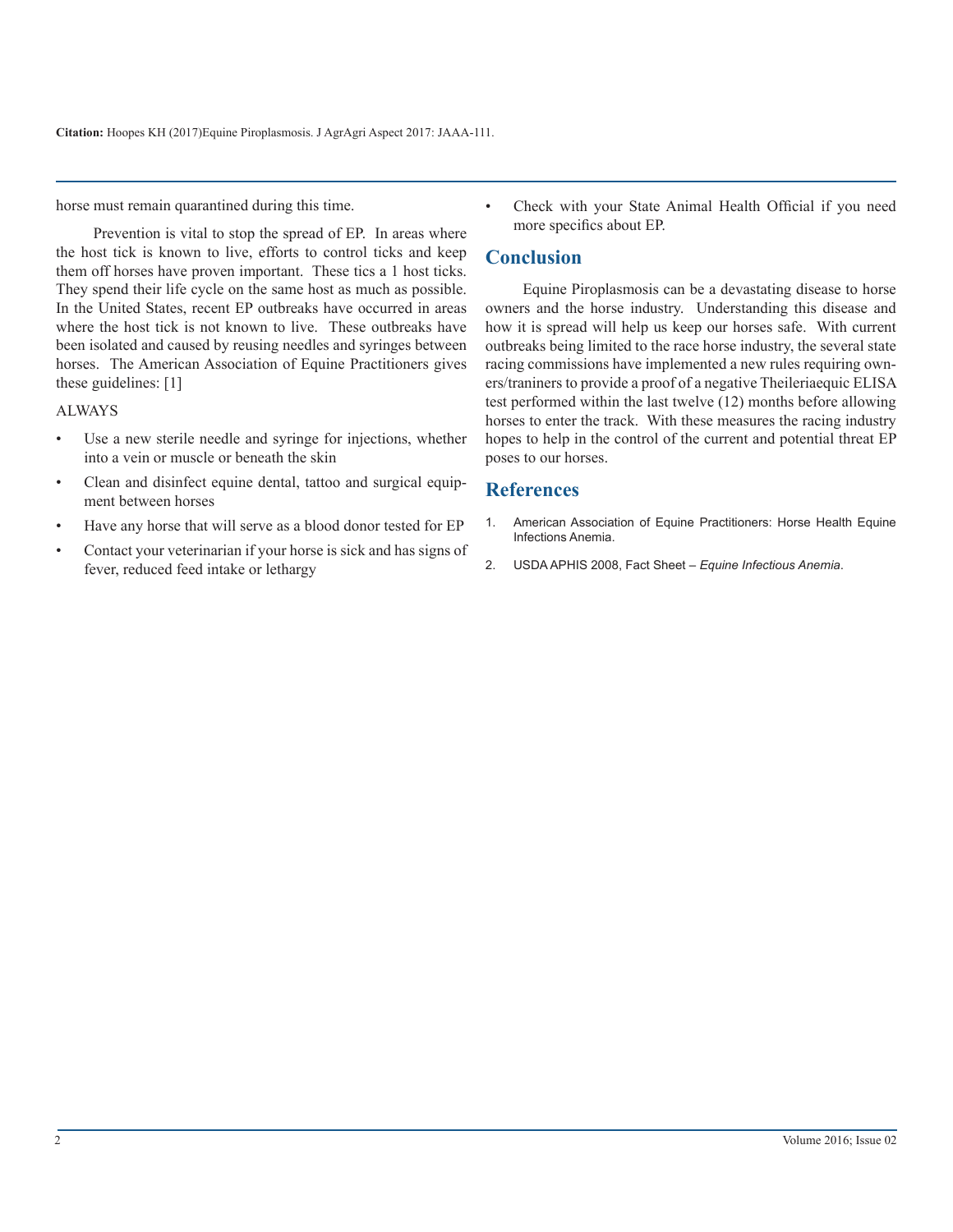horse must remain quarantined during this time.

Prevention is vital to stop the spread of EP. In areas where the host tick is known to live, efforts to control ticks and keep them off horses have proven important. These tics a 1 host ticks. They spend their life cycle on the same host as much as possible. In the United States, recent EP outbreaks have occurred in areas where the host tick is not known to live. These outbreaks have been isolated and caused by reusing needles and syringes between horses. The American Association of Equine Practitioners gives these guidelines: [1]

ALWAYS

- Use a new sterile needle and syringe for injections, whether into a vein or muscle or beneath the skin
- Clean and disinfect equine dental, tattoo and surgical equipment between horses
- Have any horse that will serve as a blood donor tested for EP
- Contact your veterinarian if your horse is sick and has signs of fever, reduced feed intake or lethargy
- Check with your State Animal Health Official if you need more specifics about EP.

## Conclusion

Equine Piroplasmosis can be a devastating disease to horse owners and the horse industry. Understanding this disease and how it is spread will help us keep our horses safe. With current outbreaks being limited to the race horse industry, the several state racing commissions have implemented a new rules requiring owners/traniners to provide a proof of a negative Theileriaequic ELISA test performed within the last twelve (12) months before allowing horses to enter the track. With these measures the racing industry hopes to help in the control of the current and potential threat EP poses to our horses.

## References

1. American Association of Equine Practitioners: Horse Health Equine Infections Anemia.
2. USDA APHIS 2008, Fact Sheet – *Equine Infectious Anemia*.